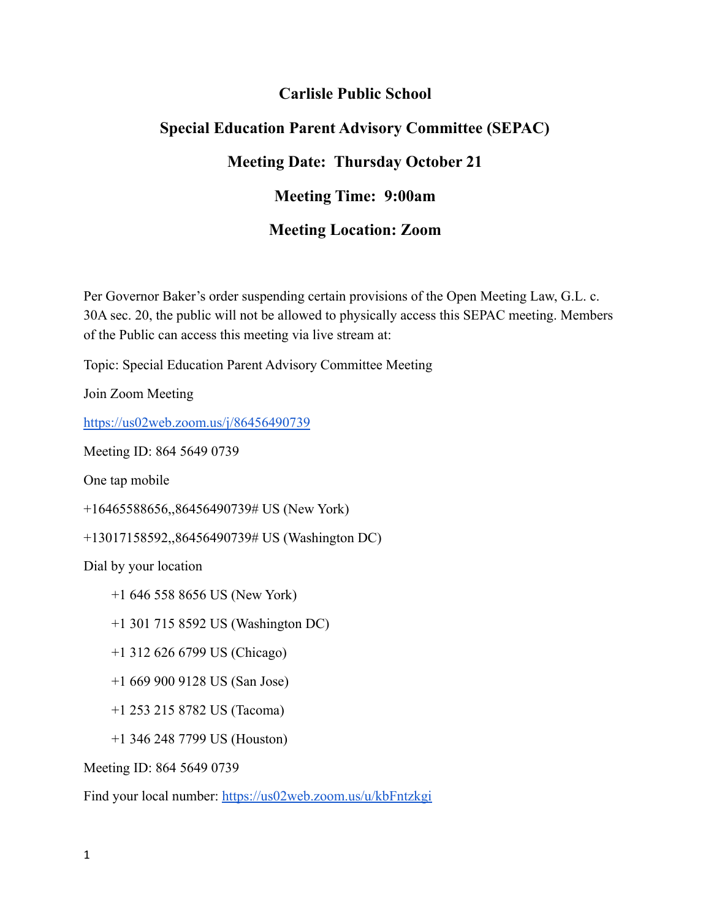# Carlisle Public School

## Special Education Parent Advisory Committee (SEPAC)

## Meeting Date: Thursday October 21

## Meeting Time: 9:00am

## Meeting Location: Zoom

Per Governor Baker's order suspending certain provisions of the Open Meeting Law, G.L. c. 30A sec. 20, the public will not be allowed to physically access this SEPAC meeting. Members of the Public can access this meeting via live stream at:

Topic: Special Education Parent Advisory Committee Meeting

Join Zoom Meeting

https://us02web.zoom.us/j/86456490739

Meeting ID: 864 5649 0739

One tap mobile

+16465588656,,86456490739# US (New York)

+13017158592,,86456490739# US (Washington DC)

Dial by your location

+1 646 558 8656 US (New York)

+1 301 715 8592 US (Washington DC)

+1 312 626 6799 US (Chicago)

+1 669 900 9128 US (San Jose)

+1 253 215 8782 US (Tacoma)

+1 346 248 7799 US (Houston)

Meeting ID: 864 5649 0739

Find your local number: https://us02web.zoom.us/u/kbFntzkgi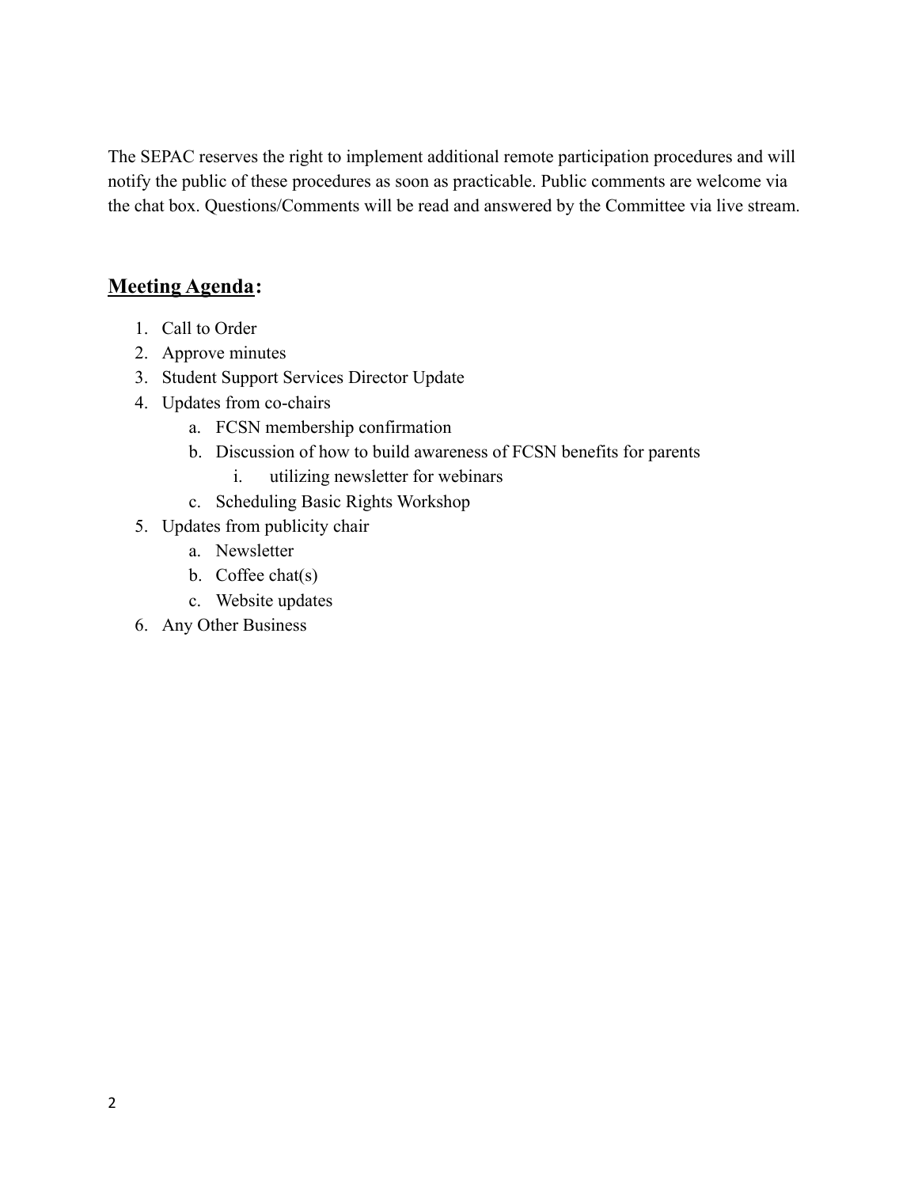The SEPAC reserves the right to implement additional remote participation procedures and will notify the public of these procedures as soon as practicable. Public comments are welcome via the chat box. Questions/Comments will be read and answered by the Committee via live stream.

## **Meeting Agenda:**

1. Call to Order
2. Approve minutes
3. Student Support Services Director Update
4. Updates from co-chairs
    a. FCSN membership confirmation
    b. Discussion of how to build awareness of FCSN benefits for parents
        i. utilizing newsletter for webinars
    c. Scheduling Basic Rights Workshop
5. Updates from publicity chair
    a. Newsletter
    b. Coffee chat(s)
    c. Website updates
6. Any Other Business